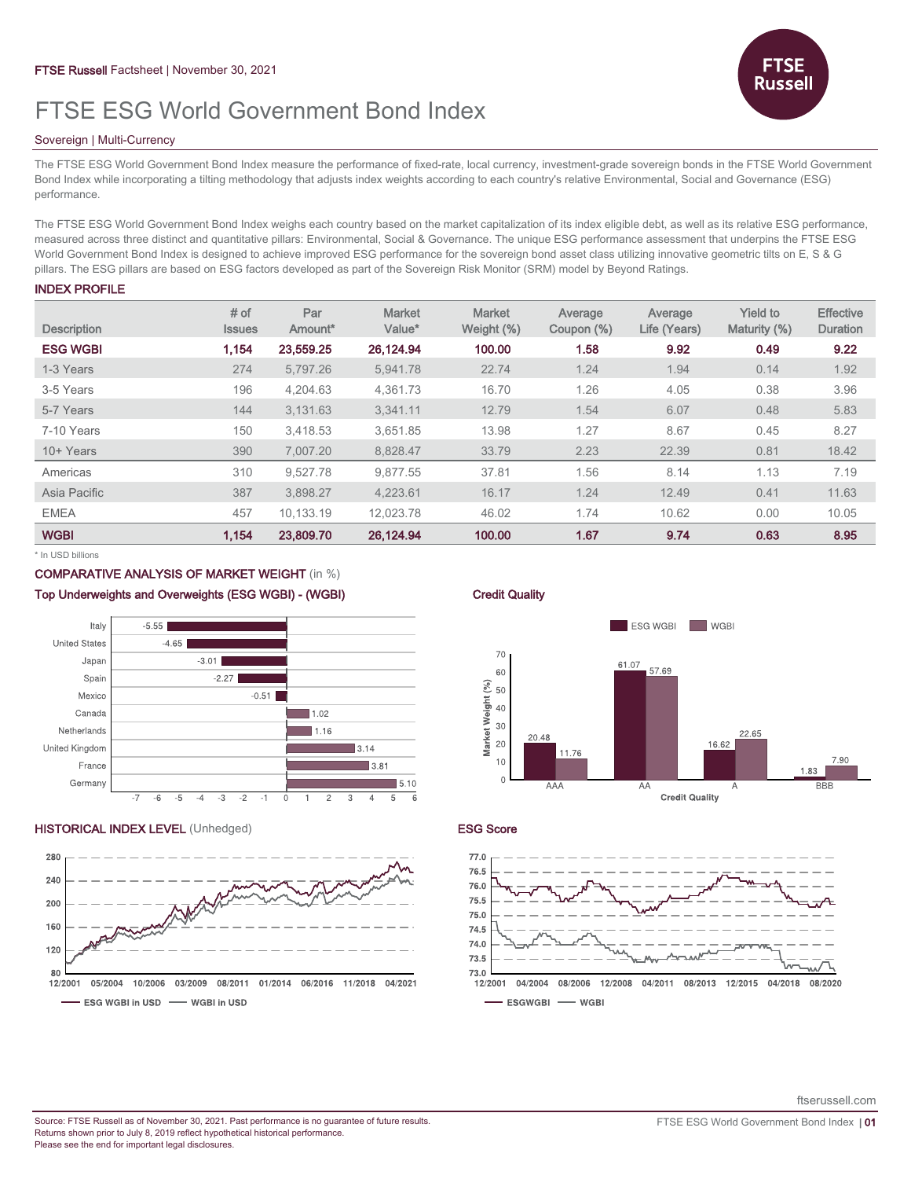FTSE Russell Factsheet | November 30, 2021

# FTSE ESG World Government Bond Index

Sovereign | Multi-Currency

The FTSE ESG World Government Bond Index measure the performance of fixed-rate, local currency, investment-grade sovereign bonds in the FTSE World Government Bond Index while incorporating a tilting methodology that adjusts index weights according to each country's relative Environmental, Social and Governance (ESG) performance.

The FTSE ESG World Government Bond Index weighs each country based on the market capitalization of its index eligible debt, as well as its relative ESG performance, measured across three distinct and quantitative pillars: Environmental, Social & Governance. The unique ESG performance assessment that underpins the FTSE ESG World Government Bond Index is designed to achieve improved ESG performance for the sovereign bond asset class utilizing innovative geometric tilts on E, S & G pillars. The ESG pillars are based on ESG factors developed as part of the Sovereign Risk Monitor (SRM) model by Beyond Ratings.

## INDEX PROFILE

| Description | # of Issues | Par Amount* | Market Value* | Market Weight (%) | Average Coupon (%) | Average Life (Years) | Yield to Maturity (%) | Effective Duration |
|---|---|---|---|---|---|---|---|---|
| **ESG WGBI** | **1,154** | **23,559.25** | **26,124.94** | **100.00** | **1.58** | **9.92** | **0.49** | **9.22** |
| 1-3 Years | 274 | 5,797.26 | 5,941.78 | 22.74 | 1.24 | 1.94 | 0.14 | 1.92 |
| 3-5 Years | 196 | 4,204.63 | 4,361.73 | 16.70 | 1.26 | 4.05 | 0.38 | 3.96 |
| 5-7 Years | 144 | 3,131.63 | 3,341.11 | 12.79 | 1.54 | 6.07 | 0.48 | 5.83 |
| 7-10 Years | 150 | 3,418.53 | 3,651.85 | 13.98 | 1.27 | 8.67 | 0.45 | 8.27 |
| 10+ Years | 390 | 7,007.20 | 8,828.47 | 33.79 | 2.23 | 22.39 | 0.81 | 18.42 |
| Americas | 310 | 9,527.78 | 9,877.55 | 37.81 | 1.56 | 8.14 | 1.13 | 7.19 |
| Asia Pacific | 387 | 3,898.27 | 4,223.61 | 16.17 | 1.24 | 12.49 | 0.41 | 11.63 |
| EMEA | 457 | 10,133.19 | 12,023.78 | 46.02 | 1.74 | 10.62 | 0.00 | 10.05 |
| **WGBI** | **1,154** | **23,809.70** | **26,124.94** | **100.00** | **1.67** | **9.74** | **0.63** | **8.95** |

\* In USD billions

## COMPARATIVE ANALYSIS OF MARKET WEIGHT (in %)

### Top Underweights and Overweights (ESG WGBI) - (WGBI)

| Country | Difference |
|---|---|
| Italy | -5.55 |
| United States | -4.65 |
| Japan | -3.01 |
| Spain | -2.27 |
| Mexico | -0.51 |
| Canada | 1.02 |
| Netherlands | 1.16 |
| United Kingdom | 3.14 |
| France | 3.81 |
| Germany | 5.10 |

### Credit Quality

| Credit Quality | ESG WGBI | WGBI |
|---|---|---|
| AAA | 20.48 | 11.76 |
| AA | 61.07 | 57.69 |
| A | 16.62 | 22.65 |
| BBB | 1.83 | 7.90 |

## HISTORICAL INDEX LEVEL (Unhedged)

ESG WGBI in USD — WGBI in USD

## ESG Score

ESGWGBI — WGBI

Source: FTSE Russell as of November 30, 2021. Past performance is no guarantee of future results.
Returns shown prior to July 8, 2019 reflect hypothetical historical performance.
Please see the end for important legal disclosures.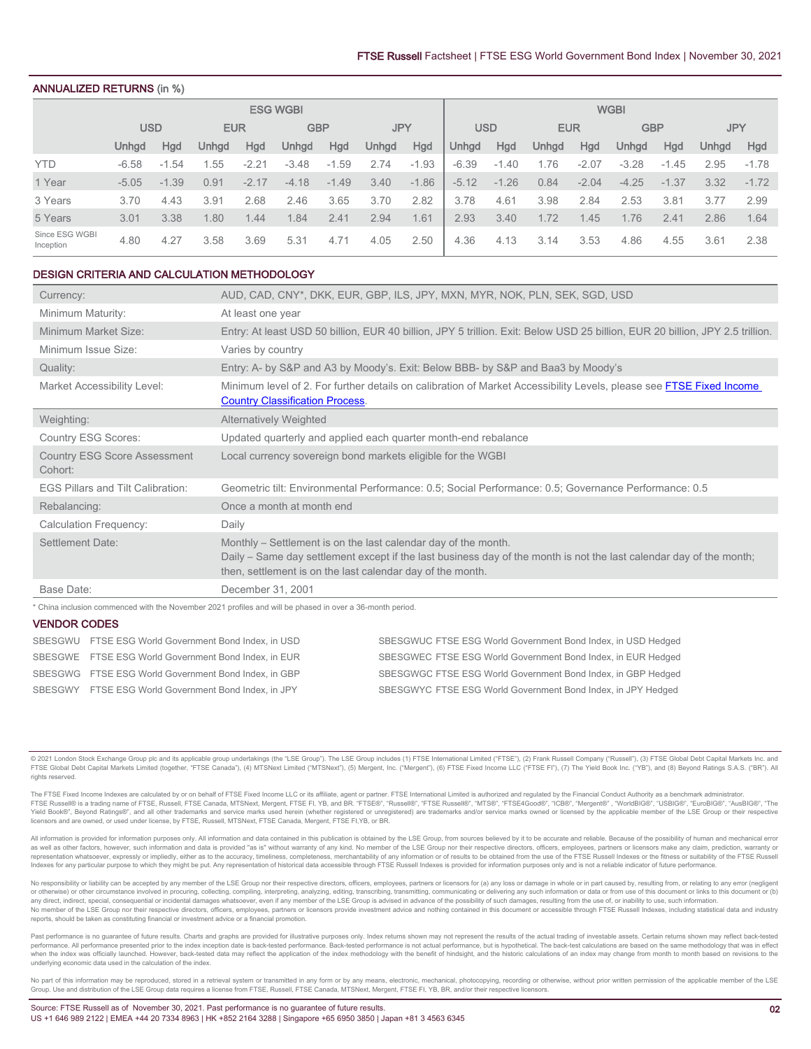## ANNUALIZED RETURNS (in %)

| | ESG WGBI | | | | | | | | WGBI | | | | | | | |
|---|---|---|---|---|---|---|---|---|---|---|---|---|---|---|---|---|
| | USD | | EUR | | GBP | | JPY | | USD | | EUR | | GBP | | JPY | |
| | Unhgd | Hgd | Unhgd | Hgd | Unhgd | Hgd | Unhgd | Hgd | Unhgd | Hgd | Unhgd | Hgd | Unhgd | Hgd | Unhgd | Hgd |
| YTD | -6.58 | -1.54 | 1.55 | -2.21 | -3.48 | -1.59 | 2.74 | -1.93 | -6.39 | -1.40 | 1.76 | -2.07 | -3.28 | -1.45 | 2.95 | -1.78 |
| 1 Year | -5.05 | -1.39 | 0.91 | -2.17 | -4.18 | -1.49 | 3.40 | -1.86 | -5.12 | -1.26 | 0.84 | -2.04 | -4.25 | -1.37 | 3.32 | -1.72 |
| 3 Years | 3.70 | 4.43 | 3.91 | 2.68 | 2.46 | 3.65 | 3.70 | 2.82 | 3.78 | 4.61 | 3.98 | 2.84 | 2.53 | 3.81 | 3.77 | 2.99 |
| 5 Years | 3.01 | 3.38 | 1.80 | 1.44 | 1.84 | 2.41 | 2.94 | 1.61 | 2.93 | 3.40 | 1.72 | 1.45 | 1.76 | 2.41 | 2.86 | 1.64 |
| Since ESG WGBI Inception | 4.80 | 4.27 | 3.58 | 3.69 | 5.31 | 4.71 | 4.05 | 2.50 | 4.36 | 4.13 | 3.14 | 3.53 | 4.86 | 4.55 | 3.61 | 2.38 |

## DESIGN CRITERIA AND CALCULATION METHODOLOGY

| | |
|---|---|
| Currency: | AUD, CAD, CNY*, DKK, EUR, GBP, ILS, JPY, MXN, MYR, NOK, PLN, SEK, SGD, USD |
| Minimum Maturity: | At least one year |
| Minimum Market Size: | Entry: At least USD 50 billion, EUR 40 billion, JPY 5 trillion. Exit: Below USD 25 billion, EUR 20 billion, JPY 2.5 trillion. |
| Minimum Issue Size: | Varies by country |
| Quality: | Entry: A- by S&P and A3 by Moody's. Exit: Below BBB- by S&P and Baa3 by Moody's |
| Market Accessibility Level: | Minimum level of 2. For further details on calibration of Market Accessibility Levels, please see FTSE Fixed Income Country Classification Process. |
| Weighting: | Alternatively Weighted |
| Country ESG Scores: | Updated quarterly and applied each quarter month-end rebalance |
| Country ESG Score Assessment Cohort: | Local currency sovereign bond markets eligible for the WGBI |
| EGS Pillars and Tilt Calibration: | Geometric tilt: Environmental Performance: 0.5; Social Performance: 0.5; Governance Performance: 0.5 |
| Rebalancing: | Once a month at month end |
| Calculation Frequency: | Daily |
| Settlement Date: | Monthly – Settlement is on the last calendar day of the month. Daily – Same day settlement except if the last business day of the month is not the last calendar day of the month; then, settlement is on the last calendar day of the month. |
| Base Date: | December 31, 2001 |

* China inclusion commenced with the November 2021 profiles and will be phased in over a 36-month period.

## VENDOR CODES

| | |
|---|---|
| SBESGWU | FTSE ESG World Government Bond Index, in USD |
| SBESGWE | FTSE ESG World Government Bond Index, in EUR |
| SBESGWG | FTSE ESG World Government Bond Index, in GBP |
| SBESGWY | FTSE ESG World Government Bond Index, in JPY |
| SBESGWUC | FTSE ESG World Government Bond Index, in USD Hedged |
| SBESGWEC | FTSE ESG World Government Bond Index, in EUR Hedged |
| SBESGWGC | FTSE ESG World Government Bond Index, in GBP Hedged |
| SBESGWYC | FTSE ESG World Government Bond Index, in JPY Hedged |

© 2021 London Stock Exchange Group plc and its applicable group undertakings (the "LSE Group"). The LSE Group includes (1) FTSE International Limited ("FTSE"), (2) Frank Russell Company ("Russell"), (3) FTSE Global Debt Capital Markets Inc. and FTSE Global Debt Capital Markets Limited (together, "FTSE Canada"), (4) MTSNext Limited ("MTSNext"), (5) Mergent, Inc. ("Mergent"), (6) FTSE Fixed Income LLC ("FTSE FI"), (7) The Yield Book Inc. ("YB") and (8) Beyond Ratings S.A.S. ("BR"). All rights reserved.

The FTSE Fixed Income Indexes are calculated by or on behalf of FTSE Fixed Income LLC or its affiliate, agent or partner. FTSE International Limited is authorized and regulated by the Financial Conduct Authority as a benchmark administrator. FTSE Russell® is a trading name of FTSE, Russell, FTSE Canada, MTSNext, Mergent, FTSE FI, YB, and BR. "FTSE®", "Russell®", "FTSE Russell®", "MTS®", "FTSE4Good®", "ICB®", "Mergent®", "WorldBIG®", "USBIG®", "EuroBIG®", "AusBIG®", "The Yield Book®", Beyond Ratings®", and all other trademarks and service marks used herein (whether registered or unregistered) are trademarks and/or service marks owned or licensed by the applicable member of the LSE Group or their respective licensors and are owned, or used under license, by FTSE, Russell, MTSNext, FTSE Canada, Mergent, FTSE FI,YB, or BR.

All information is provided for information purposes only. All information and data contained in this publication is obtained by the LSE Group, from sources believed by it to be accurate and reliable. Because of the possibility of human and mechanical error as well as other factors, however, such information and data is provided "as is" without warranty of any kind. No member of the LSE Group nor their respective directors, officers, employees, partners or licensors make any claim, prediction, warranty or representation whatsoever, expressly or impliedly, either as to the accuracy, timeliness, completeness, merchantability of any information or of results to be obtained from the use of the FTSE Russell Indexes or the fitness or suitability of the FTSE Russell Indexes for any particular purpose to which they might be put. Any representation of historical data accessible through FTSE Russell Indexes is provided for information purposes only and is not a reliable indicator of future performance.

No responsibility or liability can be accepted by any member of the LSE Group nor their respective directors, officers, employees, partners or licensors for (a) any loss or damage in whole or in part caused by, resulting from, or relating to any error (negligent or otherwise) or other circumstance involved in procuring, collecting, compiling, interpreting, analyzing, editing, transcribing, transmitting, communicating or delivering any such information or data or from use of this document or links to this document or (b) any direct, indirect, special, consequential or incidental damages whatsoever, even if any member of the LSE Group is advised in advance of the possibility of such damages, resulting from the use of, or inability to use, such information.
No member of the LSE Group nor their respective directors, officers, employees, partners or licensors provide investment advice and nothing contained in this document or accessible through FTSE Russell Indexes, including statistical data and industry reports, should be taken as constituting financial or investment advice or a financial promotion.

Past performance is no guarantee of future results. Charts and graphs are provided for illustrative purposes only. Index returns shown may not represent the results of the actual trading of investable assets. Certain returns shown may reflect back-tested performance. All performance presented prior to the index inception date is back-tested performance. Back-tested performance is not actual performance, but is hypothetical. The back-test calculations are based on the same methodology that was in effect when the index was officially launched. However, back-tested data may reflect the application of the index methodology with the benefit of hindsight, and the historic calculations of an index may change from month to month based on revisions to the underlying economic data used in the calculation of the index.

No part of this information may be reproduced, stored in a retrieval system or transmitted in any form or by any means, electronic, mechanical, photocopying, recording or otherwise, without prior written permission of the applicable member of the LSE Group. Use and distribution of the LSE Group data requires a license from FTSE, Russell, FTSE Canada, MTSNext, Mergent, FTSE FI, YB, BR, and/or their respective licensors.

Source: FTSE Russell as of November 30, 2021. Past performance is no guarantee of future results.
US +1 646 989 2122 | EMEA +44 20 7334 8963 | HK +852 2164 3288 | Singapore +65 6950 3850 | Japan +81 3 4563 6345